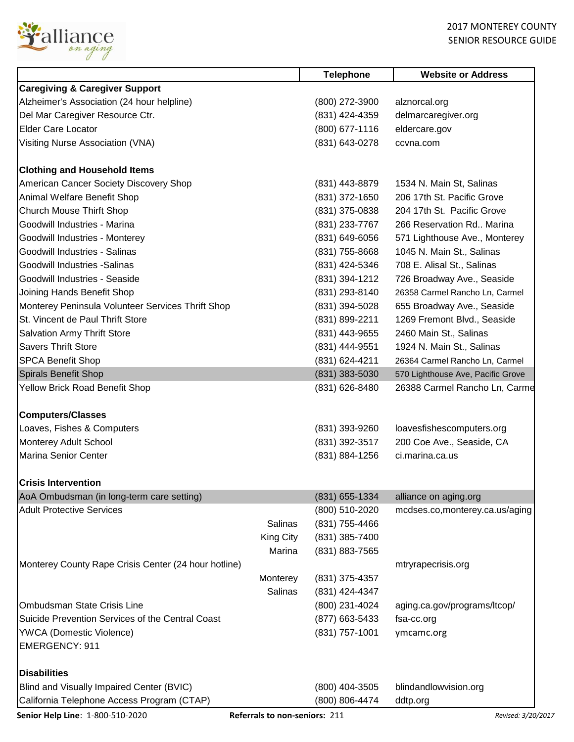2017 MONTEREY COUNTY SENIOR RESOURCE GUIDE

| | | Telephone | Website or Address |
|---|---|---|---|
| **Caregiving & Caregiver Support** | | | |
| Alzheimer's Association (24 hour helpline) | | (800) 272-3900 | alznorcal.org |
| Del Mar Caregiver Resource Ctr. | | (831) 424-4359 | delmarcaregiver.org |
| Elder Care Locator | | (800) 677-1116 | eldercare.gov |
| Visiting Nurse Association (VNA) | | (831) 643-0278 | ccvna.com |
| | | | |
| **Clothing and Household Items** | | | |
| American Cancer Society Discovery Shop | | (831) 443-8879 | 1534 N. Main St, Salinas |
| Animal Welfare Benefit Shop | | (831) 372-1650 | 206 17th St. Pacific Grove |
| Church Mouse Thirft Shop | | (831) 375-0838 | 204 17th St. Pacific Grove |
| Goodwill Industries - Marina | | (831) 233-7767 | 266 Reservation Rd.. Marina |
| Goodwill Industries - Monterey | | (831) 649-6056 | 571 Lighthouse Ave., Monterey |
| Goodwill Industries - Salinas | | (831) 755-8668 | 1045 N. Main St., Salinas |
| Goodwill Industries -Salinas | | (831) 424-5346 | 708 E. Alisal St., Salinas |
| Goodwill Industries - Seaside | | (831) 394-1212 | 726 Broadway Ave., Seaside |
| Joining Hands Benefit Shop | | (831) 293-8140 | 26358 Carmel Rancho Ln, Carmel |
| Monterey Peninsula Volunteer Services Thrift Shop | | (831) 394-5028 | 655 Broadway Ave., Seaside |
| St. Vincent de Paul Thrift Store | | (831) 899-2211 | 1269 Fremont Blvd., Seaside |
| Salvation Army Thrift Store | | (831) 443-9655 | 2460 Main St., Salinas |
| Savers Thrift Store | | (831) 444-9551 | 1924 N. Main St., Salinas |
| SPCA Benefit Shop | | (831) 624-4211 | 26364 Carmel Rancho Ln, Carmel |
| Spirals Benefit Shop | | (831) 383-5030 | 570 Lighthouse Ave, Pacific Grove |
| Yellow Brick Road Benefit Shop | | (831) 626-8480 | 26388 Carmel Rancho Ln, Carme |
| | | | |
| **Computers/Classes** | | | |
| Loaves, Fishes & Computers | | (831) 393-9260 | loavesfishescomputers.org |
| Monterey Adult School | | (831) 392-3517 | 200 Coe Ave., Seaside, CA |
| Marina Senior Center | | (831) 884-1256 | ci.marina.ca.us |
| | | | |
| **Crisis Intervention** | | | |
| AoA Ombudsman (in long-term care setting) | | (831) 655-1334 | alliance on aging.org |
| Adult Protective Services | | (800) 510-2020 | mcdses.co,monterey.ca.us/aging |
| | Salinas | (831) 755-4466 | |
| | King City | (831) 385-7400 | |
| | Marina | (831) 883-7565 | |
| Monterey County Rape Crisis Center (24 hour hotline) | | | mtryrapecrisis.org |
| | Monterey | (831) 375-4357 | |
| | Salinas | (831) 424-4347 | |
| Ombudsman State Crisis Line | | (800) 231-4024 | aging.ca.gov/programs/ltcop/ |
| Suicide Prevention Services of the Central Coast | | (877) 663-5433 | fsa-cc.org |
| YWCA (Domestic Violence) | | (831) 757-1001 | ymcamc.org |
| EMERGENCY: 911 | | | |
| | | | |
| **Disabilities** | | | |
| Blind and Visually Impaired Center (BVIC) | | (800) 404-3505 | blindandlowvision.org |
| California Telephone Access Program (CTAP) | | (800) 806-4474 | ddtp.org |

**Senior Help Line**: 1-800-510-2020 **Referrals to non-seniors:** 211 *Revised: 3/20/2017*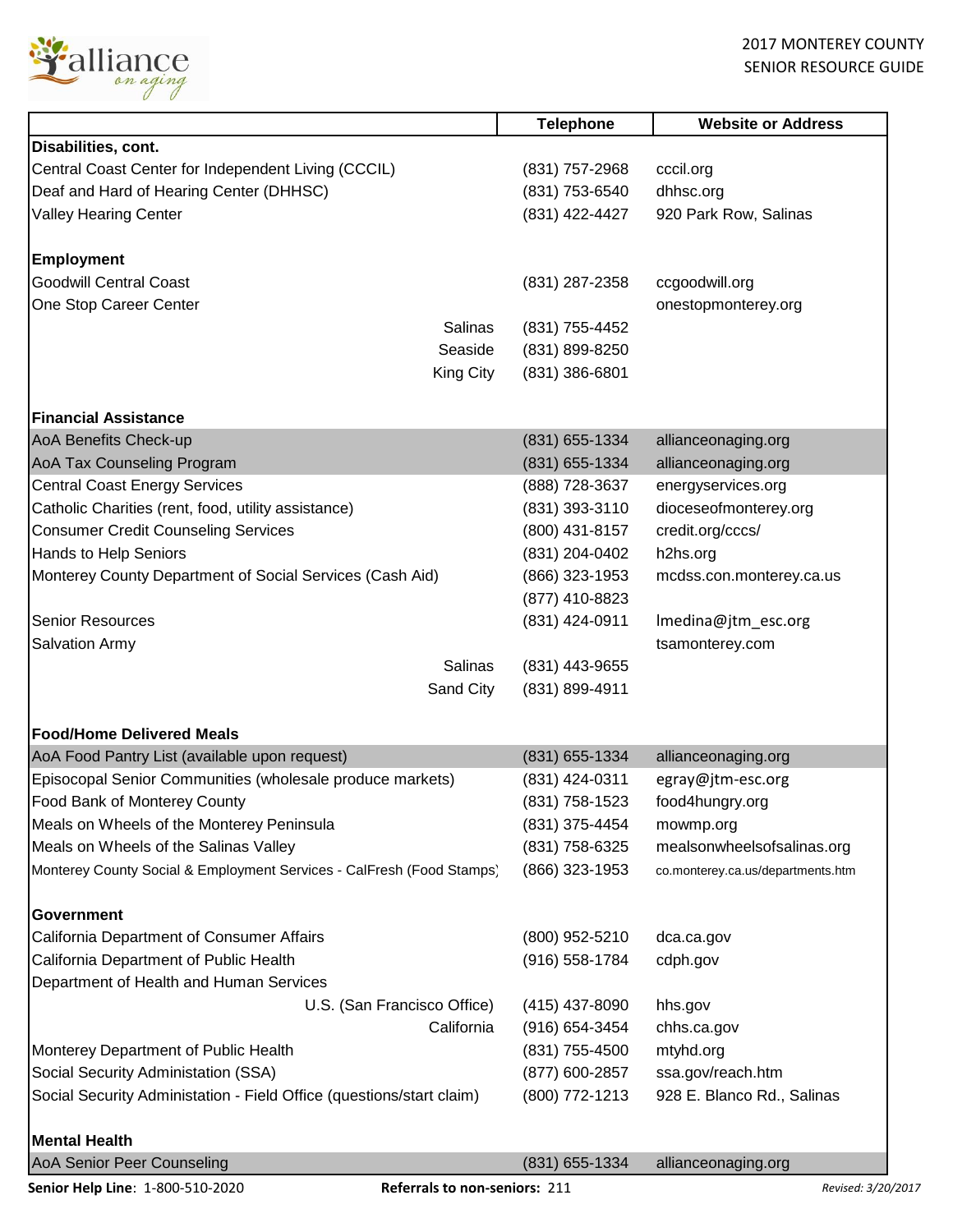| | Telephone | Website or Address |
|---|---|---|
| **Disabilities, cont.** | | |
| Central Coast Center for Independent Living (CCCIL) | (831) 757-2968 | cccil.org |
| Deaf and Hard of Hearing Center (DHHSC) | (831) 753-6540 | dhhsc.org |
| Valley Hearing Center | (831) 422-4427 | 920 Park Row, Salinas |
| | | |
| **Employment** | | |
| Goodwill Central Coast | (831) 287-2358 | ccgoodwill.org |
| One Stop Career Center | | onestopmonterey.org |
| Salinas | (831) 755-4452 | |
| Seaside | (831) 899-8250 | |
| King City | (831) 386-6801 | |
| | | |
| **Financial Assistance** | | |
| AoA Benefits Check-up | (831) 655-1334 | allianceonaging.org |
| AoA Tax Counseling Program | (831) 655-1334 | allianceonaging.org |
| Central Coast Energy Services | (888) 728-3637 | energyservices.org |
| Catholic Charities (rent, food, utility assistance) | (831) 393-3110 | dioceseofmonterey.org |
| Consumer Credit Counseling Services | (800) 431-8157 | credit.org/cccs/ |
| Hands to Help Seniors | (831) 204-0402 | h2hs.org |
| Monterey County Department of Social Services (Cash Aid) | (866) 323-1953 | mcdss.con.monterey.ca.us |
| | (877) 410-8823 | |
| Senior Resources | (831) 424-0911 | lmedina@jtm_esc.org |
| Salvation Army | | tsamonterey.com |
| Salinas | (831) 443-9655 | |
| Sand City | (831) 899-4911 | |
| | | |
| **Food/Home Delivered Meals** | | |
| AoA Food Pantry List (available upon request) | (831) 655-1334 | allianceonaging.org |
| Episocopal Senior Communities (wholesale produce markets) | (831) 424-0311 | egray@jtm-esc.org |
| Food Bank of Monterey County | (831) 758-1523 | food4hungry.org |
| Meals on Wheels of the Monterey Peninsula | (831) 375-4454 | mowmp.org |
| Meals on Wheels of the Salinas Valley | (831) 758-6325 | mealsonwheelsofsalinas.org |
| Monterey County Social & Employment Services - CalFresh (Food Stamps) | (866) 323-1953 | co.monterey.ca.us/departments.htm |
| | | |
| **Government** | | |
| California Department of Consumer Affairs | (800) 952-5210 | dca.ca.gov |
| California Department of Public Health | (916) 558-1784 | cdph.gov |
| Department of Health and Human Services | | |
| U.S. (San Francisco Office) | (415) 437-8090 | hhs.gov |
| California | (916) 654-3454 | chhs.ca.gov |
| Monterey Department of Public Health | (831) 755-4500 | mtyhd.org |
| Social Security Administation (SSA) | (877) 600-2857 | ssa.gov/reach.htm |
| Social Security Administation - Field Office (questions/start claim) | (800) 772-1213 | 928 E. Blanco Rd., Salinas |
| | | |
| **Mental Health** | | |
| AoA Senior Peer Counseling | (831) 655-1334 | allianceonaging.org |

**Senior Help Line**: 1-800-510-2020 **Referrals to non-seniors:** 211 *Revised: 3/20/2017*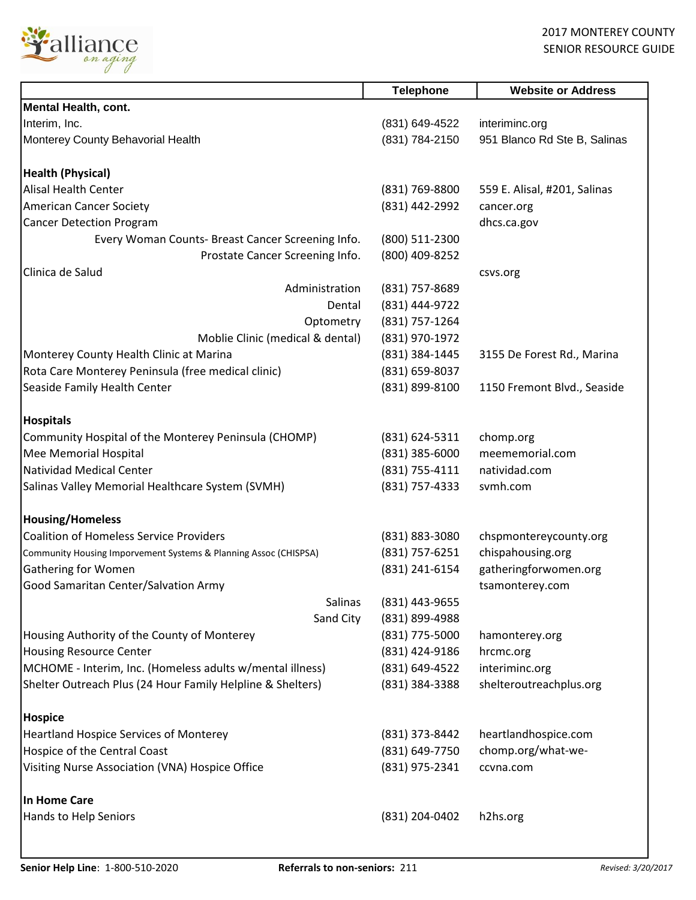| | Telephone | Website or Address |
|---|---|---|
| **Mental Health, cont.** | | |
| Interim, Inc. | (831) 649-4522 | interiminc.org |
| Monterey County Behavorial Health | (831) 784-2150 | 951 Blanco Rd Ste B, Salinas |
| | | |
| **Health (Physical)** | | |
| Alisal Health Center | (831) 769-8800 | 559 E. Alisal, #201, Salinas |
| American Cancer Society | (831) 442-2992 | cancer.org |
| Cancer Detection Program | | dhcs.ca.gov |
| Every Woman Counts- Breast Cancer Screening Info. | (800) 511-2300 | |
| Prostate Cancer Screening Info. | (800) 409-8252 | |
| Clinica de Salud | | csvs.org |
| Administration | (831) 757-8689 | |
| Dental | (831) 444-9722 | |
| Optometry | (831) 757-1264 | |
| Moblie Clinic (medical & dental) | (831) 970-1972 | |
| Monterey County Health Clinic at Marina | (831) 384-1445 | 3155 De Forest Rd., Marina |
| Rota Care Monterey Peninsula (free medical clinic) | (831) 659-8037 | |
| Seaside Family Health Center | (831) 899-8100 | 1150 Fremont Blvd., Seaside |
| | | |
| **Hospitals** | | |
| Community Hospital of the Monterey Peninsula (CHOMP) | (831) 624-5311 | chomp.org |
| Mee Memorial Hospital | (831) 385-6000 | meememorial.com |
| Natividad Medical Center | (831) 755-4111 | natividad.com |
| Salinas Valley Memorial Healthcare System (SVMH) | (831) 757-4333 | svmh.com |
| | | |
| **Housing/Homeless** | | |
| Coalition of Homeless Service Providers | (831) 883-3080 | chspmontereycounty.org |
| Community Housing Imporvement Systems & Planning Assoc (CHISPSA) | (831) 757-6251 | chispahousing.org |
| Gathering for Women | (831) 241-6154 | gatheringforwomen.org |
| Good Samaritan Center/Salvation Army | | tsamonterey.com |
| Salinas | (831) 443-9655 | |
| Sand City | (831) 899-4988 | |
| Housing Authority of the County of Monterey | (831) 775-5000 | hamonterey.org |
| Housing Resource Center | (831) 424-9186 | hrcmc.org |
| MCHOME - Interim, Inc. (Homeless adults w/mental illness) | (831) 649-4522 | interiminc.org |
| Shelter Outreach Plus (24 Hour Family Helpline & Shelters) | (831) 384-3388 | shelteroutreachplus.org |
| | | |
| **Hospice** | | |
| Heartland Hospice Services of Monterey | (831) 373-8442 | heartlandhospice.com |
| Hospice of the Central Coast | (831) 649-7750 | chomp.org/what-we- |
| Visiting Nurse Association (VNA) Hospice Office | (831) 975-2341 | ccvna.com |
| | | |
| **In Home Care** | | |
| Hands to Help Seniors | (831) 204-0402 | h2hs.org |

**Senior Help Line**: 1-800-510-2020 **Referrals to non-seniors:** 211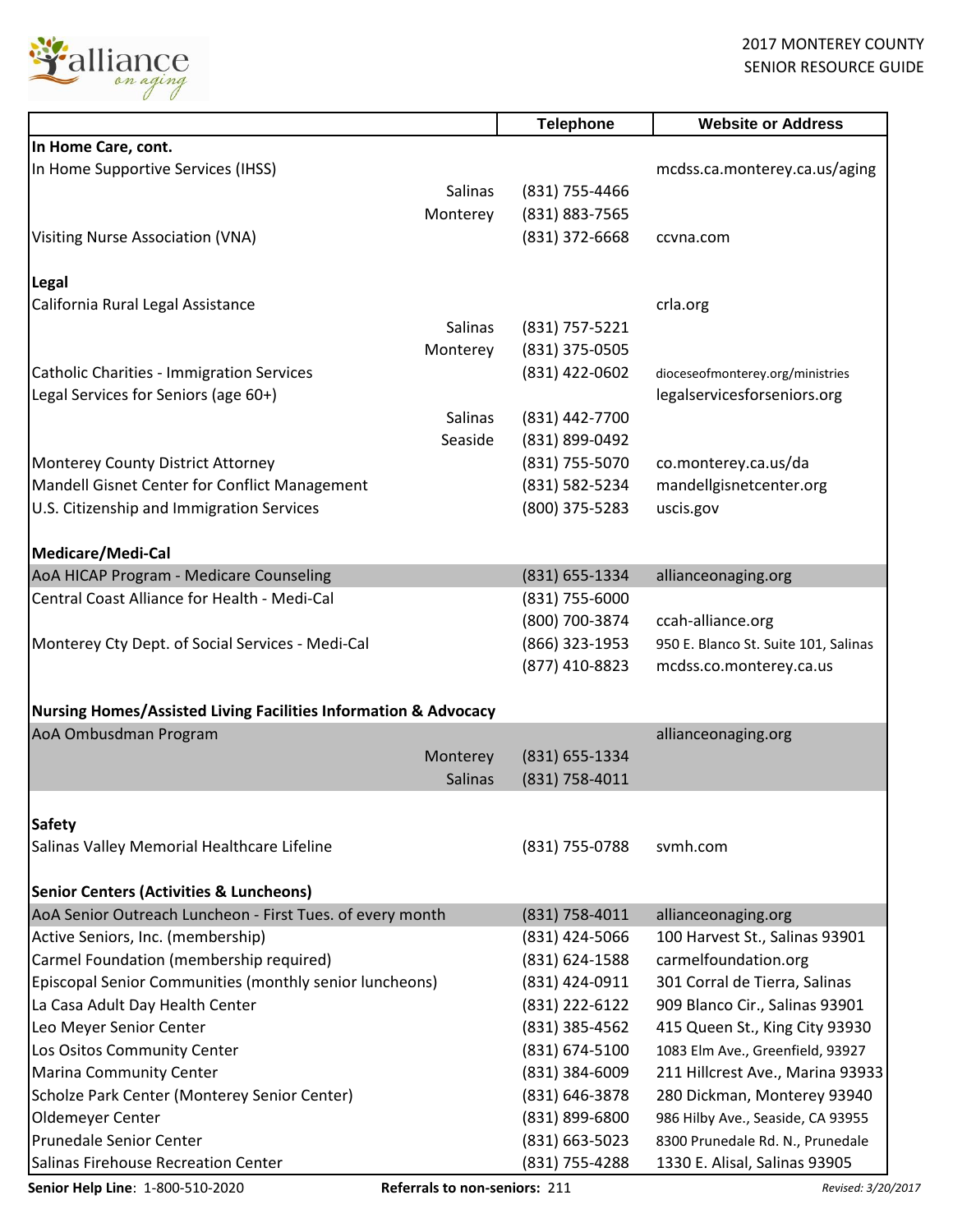| | Telephone | Website or Address |
|---|---|---|
| **In Home Care, cont.** | | |
| In Home Supportive Services (IHSS) | | mcdss.ca.monterey.ca.us/aging |
| Salinas | (831) 755-4466 | |
| Monterey | (831) 883-7565 | |
| Visiting Nurse Association (VNA) | (831) 372-6668 | ccvna.com |
| | | |
| **Legal** | | |
| California Rural Legal Assistance | | crla.org |
| Salinas | (831) 757-5221 | |
| Monterey | (831) 375-0505 | |
| Catholic Charities - Immigration Services | (831) 422-0602 | dioceseofmonterey.org/ministries |
| Legal Services for Seniors (age 60+) | | legalservicesforseniors.org |
| Salinas | (831) 442-7700 | |
| Seaside | (831) 899-0492 | |
| Monterey County District Attorney | (831) 755-5070 | co.monterey.ca.us/da |
| Mandell Gisnet Center for Conflict Management | (831) 582-5234 | mandellgisnetcenter.org |
| U.S. Citizenship and Immigration Services | (800) 375-5283 | uscis.gov |
| | | |
| **Medicare/Medi-Cal** | | |
| AoA HICAP Program - Medicare Counseling | (831) 655-1334 | allianceonaging.org |
| Central Coast Alliance for Health - Medi-Cal | (831) 755-6000 | |
| | (800) 700-3874 | ccah-alliance.org |
| Monterey Cty Dept. of Social Services - Medi-Cal | (866) 323-1953 | 950 E. Blanco St. Suite 101, Salinas |
| | (877) 410-8823 | mcdss.co.monterey.ca.us |
| | | |
| **Nursing Homes/Assisted Living Facilities Information & Advocacy** | | |
| AoA Ombusdman Program | | allianceonaging.org |
| Monterey | (831) 655-1334 | |
| Salinas | (831) 758-4011 | |
| | | |
| **Safety** | | |
| Salinas Valley Memorial Healthcare Lifeline | (831) 755-0788 | svmh.com |
| | | |
| **Senior Centers (Activities & Luncheons)** | | |
| AoA Senior Outreach Luncheon - First Tues. of every month | (831) 758-4011 | allianceonaging.org |
| Active Seniors, Inc. (membership) | (831) 424-5066 | 100 Harvest St., Salinas 93901 |
| Carmel Foundation (membership required) | (831) 624-1588 | carmelfoundation.org |
| Episcopal Senior Communities (monthly senior luncheons) | (831) 424-0911 | 301 Corral de Tierra, Salinas |
| La Casa Adult Day Health Center | (831) 222-6122 | 909 Blanco Cir., Salinas 93901 |
| Leo Meyer Senior Center | (831) 385-4562 | 415 Queen St., King City 93930 |
| Los Ositos Community Center | (831) 674-5100 | 1083 Elm Ave., Greenfield, 93927 |
| Marina Community Center | (831) 384-6009 | 211 Hillcrest Ave., Marina 93933 |
| Scholze Park Center (Monterey Senior Center) | (831) 646-3878 | 280 Dickman, Monterey 93940 |
| Oldemeyer Center | (831) 899-6800 | 986 Hilby Ave., Seaside, CA 93955 |
| Prunedale Senior Center | (831) 663-5023 | 8300 Prunedale Rd. N., Prunedale |
| Salinas Firehouse Recreation Center | (831) 755-4288 | 1330 E. Alisal, Salinas 93905 |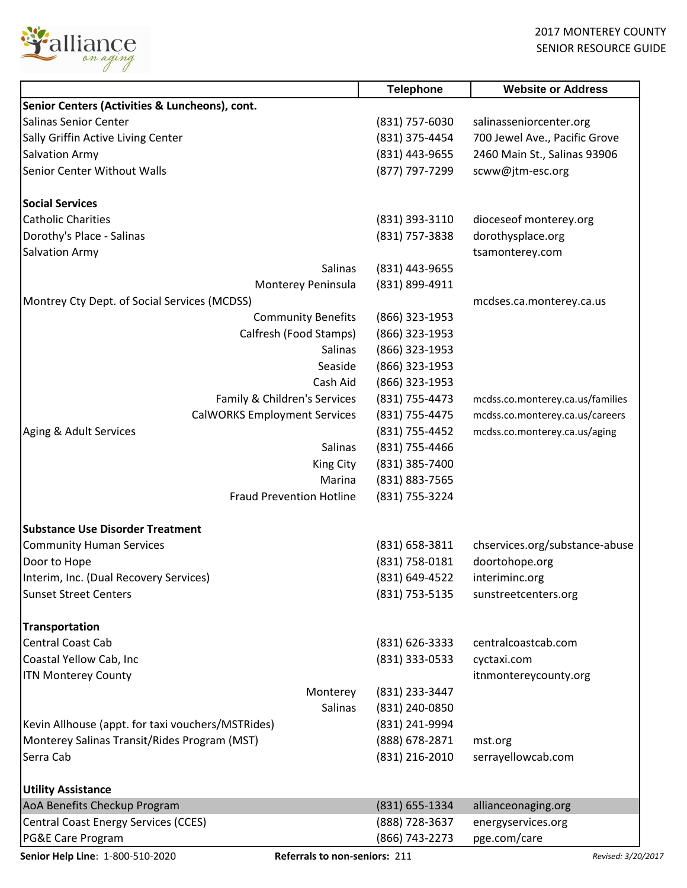| | Telephone | Website or Address |
|---|---|---|
| **Senior Centers (Activities & Luncheons), cont.** | | |
| Salinas Senior Center | (831) 757-6030 | salinasseniorcenter.org |
| Sally Griffin Active Living Center | (831) 375-4454 | 700 Jewel Ave., Pacific Grove |
| Salvation Army | (831) 443-9655 | 2460 Main St., Salinas 93906 |
| Senior Center Without Walls | (877) 797-7299 | scww@jtm-esc.org |
| | | |
| **Social Services** | | |
| Catholic Charities | (831) 393-3110 | dioceseof monterey.org |
| Dorothy's Place - Salinas | (831) 757-3838 | dorothysplace.org |
| Salvation Army | | tsamonterey.com |
| Salinas | (831) 443-9655 | |
| Monterey Peninsula | (831) 899-4911 | |
| Montrey Cty Dept. of Social Services (MCDSS) | | mcdses.ca.monterey.ca.us |
| Community Benefits | (866) 323-1953 | |
| Calfresh (Food Stamps) | (866) 323-1953 | |
| Salinas | (866) 323-1953 | |
| Seaside | (866) 323-1953 | |
| Cash Aid | (866) 323-1953 | |
| Family & Children's Services | (831) 755-4473 | mcdss.co.monterey.ca.us/families |
| CalWORKS Employment Services | (831) 755-4475 | mcdss.co.monterey.ca.us/careers |
| Aging & Adult Services | (831) 755-4452 | mcdss.co.monterey.ca.us/aging |
| Salinas | (831) 755-4466 | |
| King City | (831) 385-7400 | |
| Marina | (831) 883-7565 | |
| Fraud Prevention Hotline | (831) 755-3224 | |
| | | |
| **Substance Use Disorder Treatment** | | |
| Community Human Services | (831) 658-3811 | chservices.org/substance-abuse |
| Door to Hope | (831) 758-0181 | doortohope.org |
| Interim, Inc. (Dual Recovery Services) | (831) 649-4522 | interiminc.org |
| Sunset Street Centers | (831) 753-5135 | sunstreetcenters.org |
| | | |
| **Transportation** | | |
| Central Coast Cab | (831) 626-3333 | centralcoastcab.com |
| Coastal Yellow Cab, Inc | (831) 333-0533 | cyctaxi.com |
| ITN Monterey County | | itnmontereycounty.org |
| Monterey | (831) 233-3447 | |
| Salinas | (831) 240-0850 | |
| Kevin Allhouse (appt. for taxi vouchers/MSTRides) | (831) 241-9994 | |
| Monterey Salinas Transit/Rides Program (MST) | (888) 678-2871 | mst.org |
| Serra Cab | (831) 216-2010 | serrayellowcab.com |
| | | |
| **Utility Assistance** | | |
| AoA Benefits Checkup Program | (831) 655-1334 | allianceonaging.org |
| Central Coast Energy Services (CCES) | (888) 728-3637 | energyservices.org |
| PG&E Care Program | (866) 743-2273 | pge.com/care |

**Senior Help Line**: 1-800-510-2020 **Referrals to non-seniors:** 211 *Revised: 3/20/2017*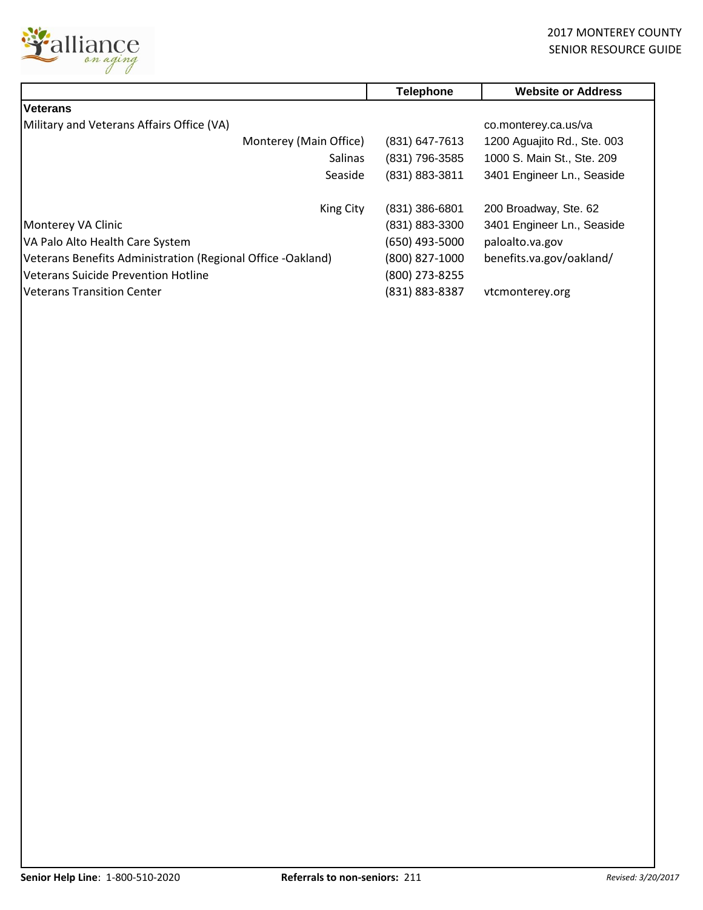| | Telephone | Website or Address |
|---|---|---|
| **Veterans** | | |
| Military and Veterans Affairs Office (VA) | | co.monterey.ca.us/va |
| Monterey (Main Office) | (831) 647-7613 | 1200 Aguajito Rd., Ste. 003 |
| Salinas | (831) 796-3585 | 1000 S. Main St., Ste. 209 |
| Seaside | (831) 883-3811 | 3401 Engineer Ln., Seaside |
| King City | (831) 386-6801 | 200 Broadway, Ste. 62 |
| Monterey VA Clinic | (831) 883-3300 | 3401 Engineer Ln., Seaside |
| VA Palo Alto Health Care System | (650) 493-5000 | paloalto.va.gov |
| Veterans Benefits Administration (Regional Office -Oakland) | (800) 827-1000 | benefits.va.gov/oakland/ |
| Veterans Suicide Prevention Hotline | (800) 273-8255 | |
| Veterans Transition Center | (831) 883-8387 | vtcmonterey.org |

**Senior Help Line**: 1-800-510-2020 **Referrals to non-seniors:** 211 *Revised: 3/20/2017*